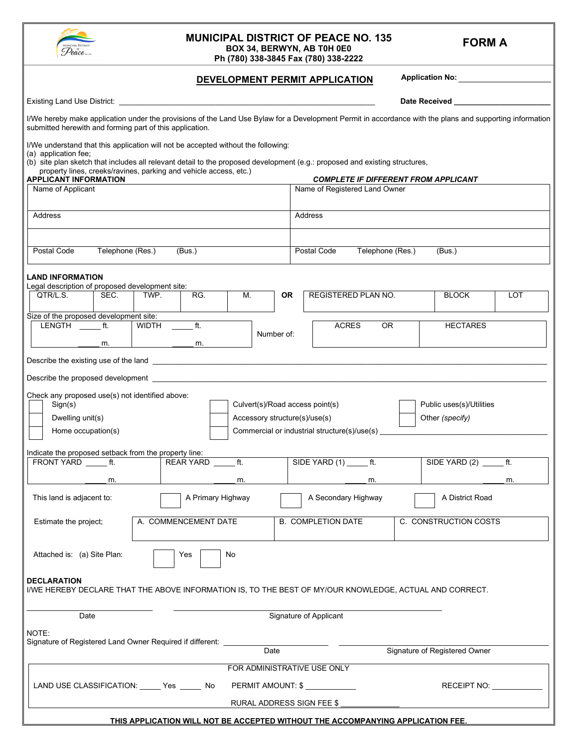# MUNICIPAL DISTRICT OF PEACE NO. 135

**BOX 34, BERWYN, AB T0H 0E0**
**Ph (780) 338-3845 Fax (780) 338-2222**

**FORM A**

## DEVELOPMENT PERMIT APPLICATION

**Application No:** ____________________

Existing Land Use District: ________________________________________ **Date Received** ____________________

I/We hereby make application under the provisions of the Land Use Bylaw for a Development Permit in accordance with the plans and supporting information submitted herewith and forming part of this application.

I/We understand that this application will not be accepted without the following:
(a) application fee;
(b) site plan sketch that includes all relevant detail to the proposed development (e.g.: proposed and existing structures, property lines, creeks/ravines, parking and vehicle access, etc.)

**APPLICANT INFORMATION** | ***COMPLETE IF DIFFERENT FROM APPLICANT***

| Name of Applicant | Name of Registered Land Owner |
|---|---|
| Address | Address |
| | |
| Postal Code Telephone (Res.) (Bus.) | Postal Code Telephone (Res.) (Bus.) |

**LAND INFORMATION**

Legal description of proposed development site:

| QTR/L.S. | SEC. | TWP. | RG. | M. | OR | REGISTERED PLAN NO. | BLOCK | LOT |
|---|---|---|---|---|---|---|---|---|
| | | | | | | | | |

Size of the proposed development site:

| LENGTH _____ ft. _____ m. | WIDTH _____ ft. _____ m. | Number of: | ACRES OR | HECTARES |
|---|---|---|---|---|

Describe the existing use of the land ________________________________________

Describe the proposed development ________________________________________

Check any proposed use(s) not identified above:

- ☐ Sign(s)
- ☐ Dwelling unit(s)
- ☐ Home occupation(s)
- ☐ Culvert(s)/Road access point(s)
- ☐ Accessory structure(s)/use(s)
- ☐ Commercial or industrial structure(s)/use(s) ____________________
- ☐ Public uses(s)/Utilities
- ☐ Other *(specify)*

Indicate the proposed setback from the property line:

| FRONT YARD _____ ft. _____ m. | REAR YARD _____ ft. _____ m. | SIDE YARD (1) _____ ft. _____ m. | SIDE YARD (2) _____ ft. _____ m. |
|---|---|---|---|

This land is adjacent to: ☐ A Primary Highway ☐ A Secondary Highway ☐ A District Road

Estimate the project;

| A. COMMENCEMENT DATE | B. COMPLETION DATE | C. CONSTRUCTION COSTS |
|---|---|---|
| | | |

Attached is: (a) Site Plan: ☐ Yes ☐ No

**DECLARATION**

I/WE HEREBY DECLARE THAT THE ABOVE INFORMATION IS, TO THE BEST OF MY/OUR KNOWLEDGE, ACTUAL AND CORRECT.

____________________ Date ________________________________________ Signature of Applicant

NOTE:
Signature of Registered Land Owner Required if different: ____________________ Date ____________________ Signature of Registered Owner

| FOR ADMINISTRATIVE USE ONLY |
|---|
| LAND USE CLASSIFICATION: _____ Yes _____ No PERMIT AMOUNT: $ __________ RECEIPT NO: __________ |
| RURAL ADDRESS SIGN FEE $ __________ |

**THIS APPLICATION WILL NOT BE ACCEPTED WITHOUT THE ACCOMPANYING APPLICATION FEE.**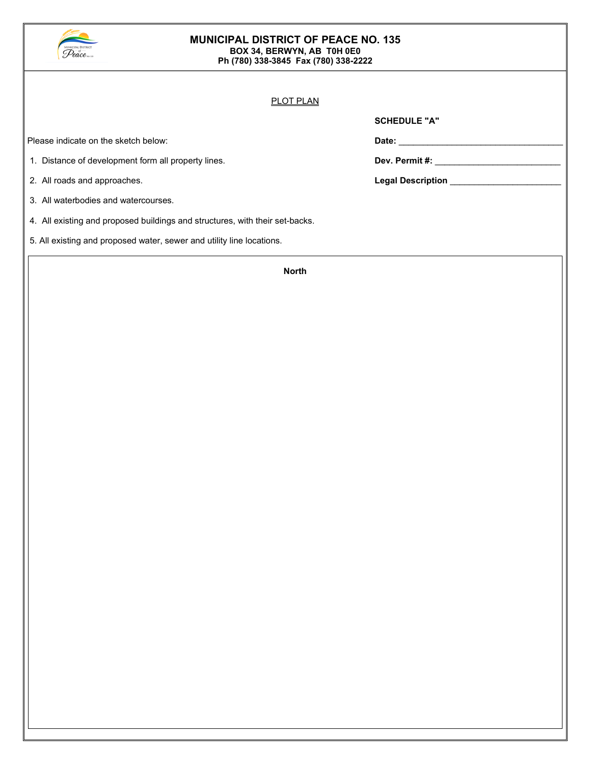# MUNICIPAL DISTRICT OF PEACE NO. 135

**BOX 34, BERWYN, AB T0H 0E0**
**Ph (780) 338-3845 Fax (780) 338-2222**

PLOT PLAN

**SCHEDULE "A"**

**Date:** ___________________________________

**Dev. Permit #:** ___________________________

**Legal Description** _______________________

Please indicate on the sketch below:

1. Distance of development form all property lines.
2. All roads and approaches.
3. All waterbodies and watercourses.
4. All existing and proposed buildings and structures, with their set-backs.
5. All existing and proposed water, sewer and utility line locations.

**North**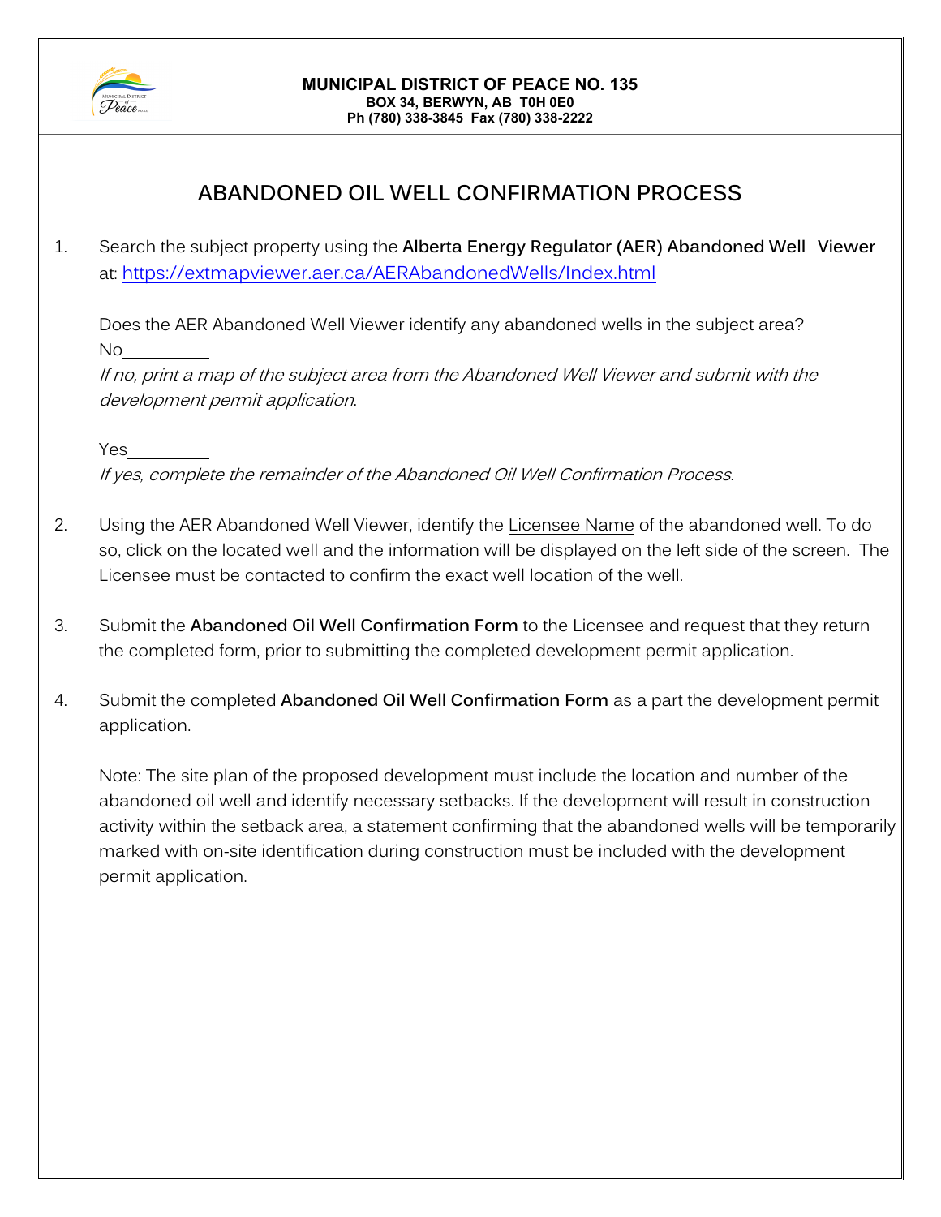**MUNICIPAL DISTRICT OF PEACE NO. 135**
**BOX 34, BERWYN, AB T0H 0E0**
**Ph (780) 338-3845 Fax (780) 338-2222**

# ABANDONED OIL WELL CONFIRMATION PROCESS

1. Search the subject property using the **Alberta Energy Regulator (AER) Abandoned Well Viewer** at: https://extmapviewer.aer.ca/AERAbandonedWells/Index.html

   Does the AER Abandoned Well Viewer identify any abandoned wells in the subject area?

   No_________

   *If no, print a map of the subject area from the Abandoned Well Viewer and submit with the development permit application*.

   Yes_________

   *If yes, complete the remainder of the Abandoned Oil Well Confirmation Process.*

2. Using the AER Abandoned Well Viewer, identify the Licensee Name of the abandoned well. To do so, click on the located well and the information will be displayed on the left side of the screen. The Licensee must be contacted to confirm the exact well location of the well.

3. Submit the **Abandoned Oil Well Confirmation Form** to the Licensee and request that they return the completed form, prior to submitting the completed development permit application.

4. Submit the completed **Abandoned Oil Well Confirmation Form** as a part the development permit application.

   Note: The site plan of the proposed development must include the location and number of the abandoned oil well and identify necessary setbacks. If the development will result in construction activity within the setback area, a statement confirming that the abandoned wells will be temporarily marked with on-site identification during construction must be included with the development permit application.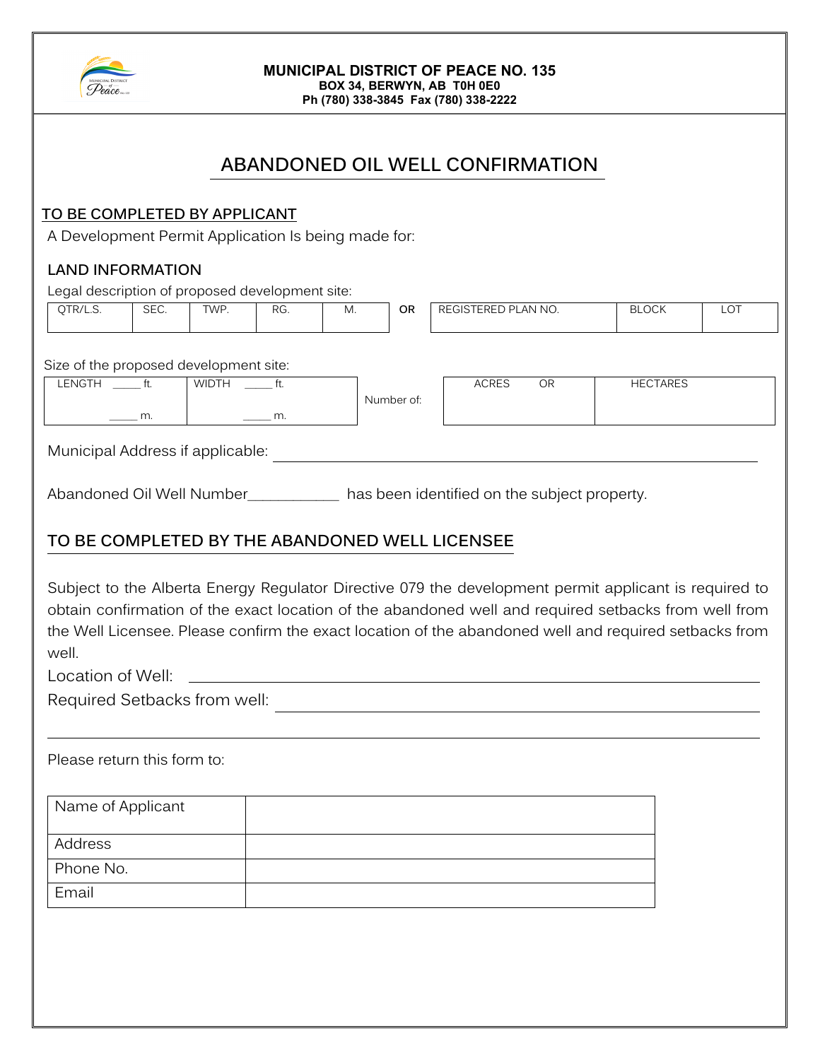**MUNICIPAL DISTRICT OF PEACE NO. 135**
**BOX 34, BERWYN, AB T0H 0E0**
**Ph (780) 338-3845 Fax (780) 338-2222**

# ABANDONED OIL WELL CONFIRMATION

## TO BE COMPLETED BY APPLICANT

A Development Permit Application Is being made for:

### LAND INFORMATION

Legal description of proposed development site:

| QTR/L.S. | SEC. | TWP. | RG. | M. | OR | REGISTERED PLAN NO. | BLOCK | LOT |
|---|---|---|---|---|---|---|---|---|
| | | | | | | | | |

Size of the proposed development site:

| LENGTH _____ ft. _____ m. | WIDTH _____ ft. _____ m. | Number of: | ACRES OR | HECTARES |
|---|---|---|---|---|
| | | | | |

Municipal Address if applicable: ______________________________

Abandoned Oil Well Number___________ has been identified on the subject property.

## TO BE COMPLETED BY THE ABANDONED WELL LICENSEE

Subject to the Alberta Energy Regulator Directive 079 the development permit applicant is required to obtain confirmation of the exact location of the abandoned well and required setbacks from well from the Well Licensee. Please confirm the exact location of the abandoned well and required setbacks from well.

Location of Well: ______________________________

Required Setbacks from well: ______________________________

______________________________

Please return this form to:

| Name of Applicant | |
|---|---|
| Address | |
| Phone No. | |
| Email | |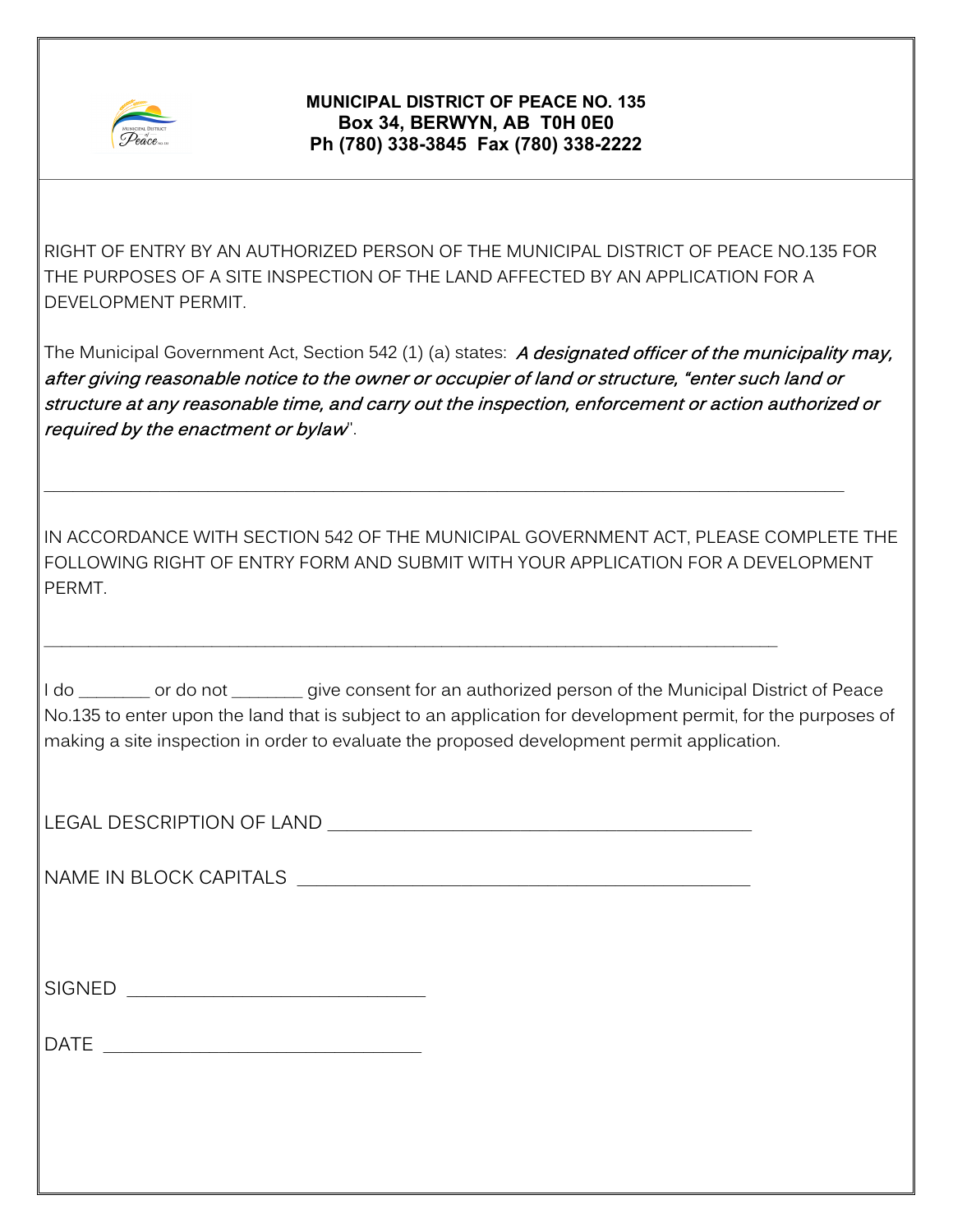**MUNICIPAL DISTRICT OF PEACE NO. 135**
**Box 34, BERWYN, AB T0H 0E0**
**Ph (780) 338-3845 Fax (780) 338-2222**

RIGHT OF ENTRY BY AN AUTHORIZED PERSON OF THE MUNICIPAL DISTRICT OF PEACE NO.135 FOR THE PURPOSES OF A SITE INSPECTION OF THE LAND AFFECTED BY AN APPLICATION FOR A DEVELOPMENT PERMIT.

The Municipal Government Act, Section 542 (1) (a) states: *A designated officer of the municipality may, after giving reasonable notice to the owner or occupier of land or structure, "enter such land or structure at any reasonable time, and carry out the inspection, enforcement or action authorized or required by the enactment or bylaw*".

---

IN ACCORDANCE WITH SECTION 542 OF THE MUNICIPAL GOVERNMENT ACT, PLEASE COMPLETE THE FOLLOWING RIGHT OF ENTRY FORM AND SUBMIT WITH YOUR APPLICATION FOR A DEVELOPMENT PERMT.

---

I do _______ or do not _______ give consent for an authorized person of the Municipal District of Peace No.135 to enter upon the land that is subject to an application for development permit, for the purposes of making a site inspection in order to evaluate the proposed development permit application.

LEGAL DESCRIPTION OF LAND ___________________________________________

NAME IN BLOCK CAPITALS ______________________________________________

SIGNED ______________________________

DATE ________________________________